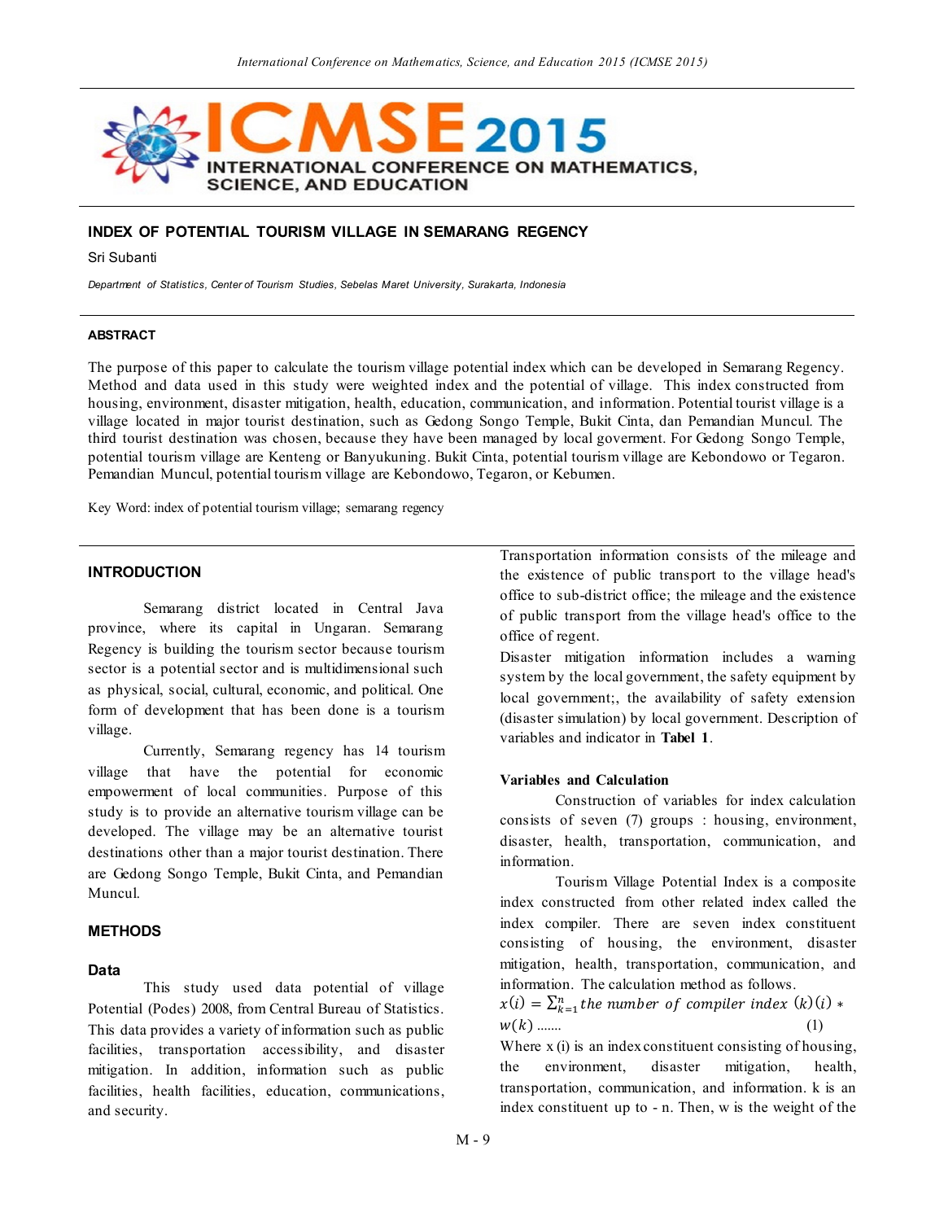# INDEX OF POTENTIAL TOURISM VILLAGE IN SEMARANG REGENCY

Sri Subanti

*Department of Statistics, Center of Tourism Studies, Sebelas Maret University, Surakarta, Indonesia*

## ABSTRACT

The purpose of this paper to calculate the tourism village potential index which can be developed in Semarang Regency. Method and data used in this study were weighted index and the potential of village. This index constructed from housing, environment, disaster mitigation, health, education, communication, and information. Potential tourist village is a village located in major tourist destination, such as Gedong Songo Temple, Bukit Cinta, dan Pemandian Muncul. The third tourist destination was chosen, because they have been managed by local goverment. For Gedong Songo Temple, potential tourism village are Kenteng or Banyukuning. Bukit Cinta, potential tourism village are Kebondowo or Tegaron. Pemandian Muncul, potential tourism village are Kebondowo, Tegaron, or Kebumen.

Key Word: index of potential tourism village; semarang regency

## INTRODUCTION

Semarang district located in Central Java province, where its capital in Ungaran. Semarang Regency is building the tourism sector because tourism sector is a potential sector and is multidimensional such as physical, social, cultural, economic, and political. One form of development that has been done is a tourism village.

Currently, Semarang regency has 14 tourism village that have the potential for economic empowerment of local communities. Purpose of this study is to provide an alternative tourism village can be developed. The village may be an alternative tourist destinations other than a major tourist destination. There are Gedong Songo Temple, Bukit Cinta, and Pemandian Muncul.

## METHODS

### Data

This study used data potential of village Potential (Podes) 2008, from Central Bureau of Statistics. This data provides a variety of information such as public facilities, transportation accessibility, and disaster mitigation. In addition, information such as public facilities, health facilities, education, communications, and security.

Transportation information consists of the mileage and the existence of public transport to the village head's office to sub-district office; the mileage and the existence of public transport from the village head's office to the office of regent.

Disaster mitigation information includes a warning system by the local government, the safety equipment by local government;, the availability of safety extension (disaster simulation) by local government. Description of variables and indicator in **Tabel 1**.

### Variables and Calculation

Construction of variables for index calculation consists of seven (7) groups : housing, environment, disaster, health, transportation, communication, and information.

Tourism Village Potential Index is a composite index constructed from other related index called the index compiler. There are seven index constituent consisting of housing, the environment, disaster mitigation, health, transportation, communication, and information. The calculation method as follows.

$$x(i) = \sum_{k=1}^{n} \textit{the number of compiler index } (k)(i) * w(k) \ \ldots\ldots \quad (1)$$

Where x (i) is an index constituent consisting of housing, the environment, disaster mitigation, health, transportation, communication, and information. k is an index constituent up to - n. Then, w is the weight of the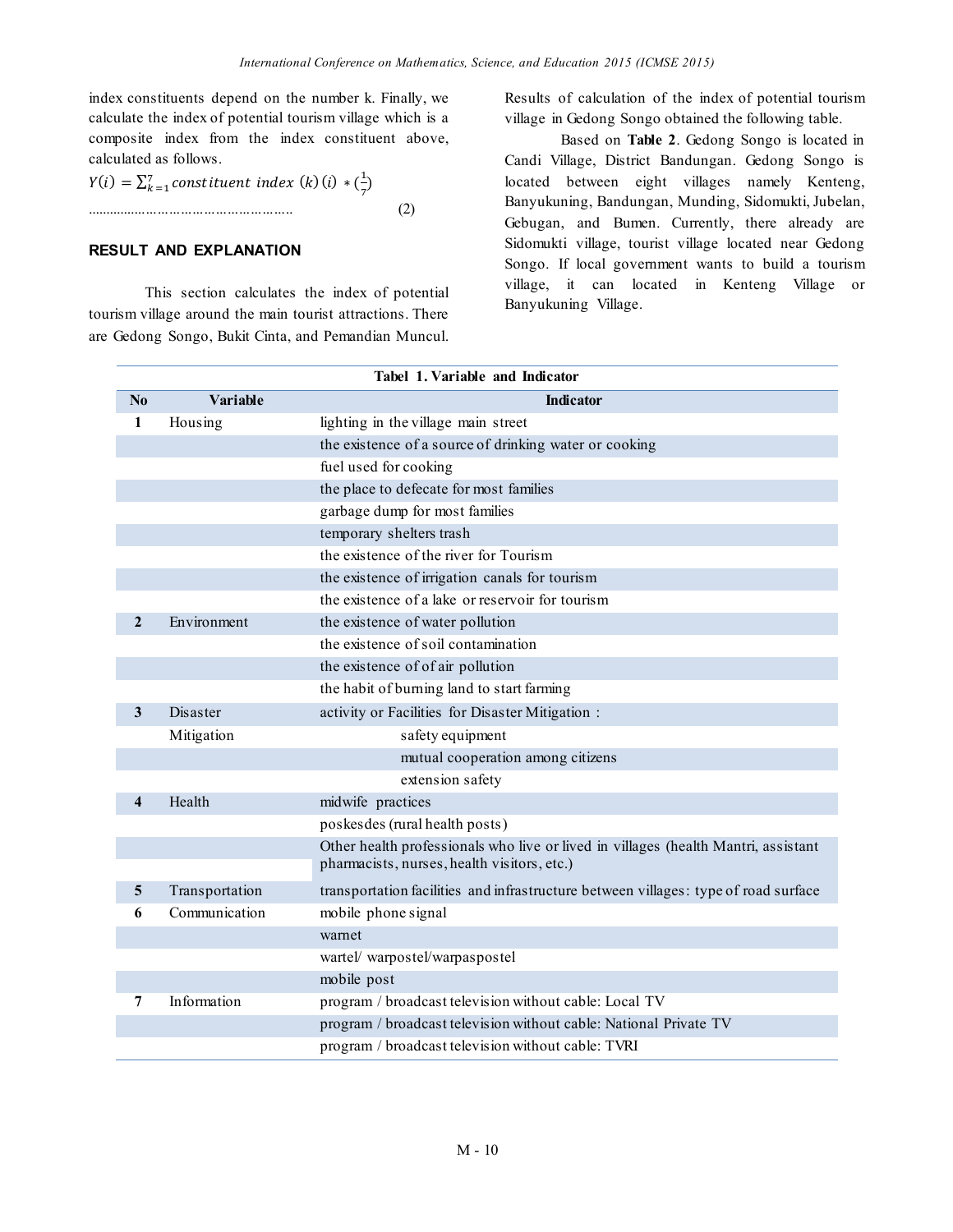index constituents depend on the number k. Finally, we calculate the index of potential tourism village which is a composite index from the index constituent above, calculated as follows.

$$Y(i) = \sum_{k=1}^{7} constituent\ index\ (k)(i) * (\tfrac{1}{7}) \quad \text{.......................................................} \quad (2)$$

## RESULT AND EXPLANATION

This section calculates the index of potential tourism village around the main tourist attractions. There are Gedong Songo, Bukit Cinta, and Pemandian Muncul. Results of calculation of the index of potential tourism village in Gedong Songo obtained the following table.

Based on **Table 2**. Gedong Songo is located in Candi Village, District Bandungan. Gedong Songo is located between eight villages namely Kenteng, Banyukuning, Bandungan, Munding, Sidomukti, Jubelan, Gebugan, and Bumen. Currently, there already are Sidomukti village, tourist village located near Gedong Songo. If local government wants to build a tourism village, it can located in Kenteng Village or Banyukuning Village.

**Tabel 1. Variable and Indicator**

| No | Variable | Indicator |
|---|---|---|
| 1 | Housing | lighting in the village main street |
| | | the existence of a source of drinking water or cooking |
| | | fuel used for cooking |
| | | the place to defecate for most families |
| | | garbage dump for most families |
| | | temporary shelters trash |
| | | the existence of the river for Tourism |
| | | the existence of irrigation canals for tourism |
| | | the existence of a lake or reservoir for tourism |
| 2 | Environment | the existence of water pollution |
| | | the existence of soil contamination |
| | | the existence of of air pollution |
| | | the habit of burning land to start farming |
| 3 | Disaster Mitigation | activity or Facilities for Disaster Mitigation : |
| | | safety equipment |
| | | mutual cooperation among citizens |
| | | extension safety |
| 4 | Health | midwife practices |
| | | poskesdes (rural health posts) |
| | | Other health professionals who live or lived in villages (health Mantri, assistant pharmacists, nurses, health visitors, etc.) |
| 5 | Transportation | transportation facilities and infrastructure between villages: type of road surface |
| 6 | Communication | mobile phone signal |
| | | warnet |
| | | wartel/ warpostel/warpaspostel |
| | | mobile post |
| 7 | Information | program / broadcast television without cable: Local TV |
| | | program / broadcast television without cable: National Private TV |
| | | program / broadcast television without cable: TVRI |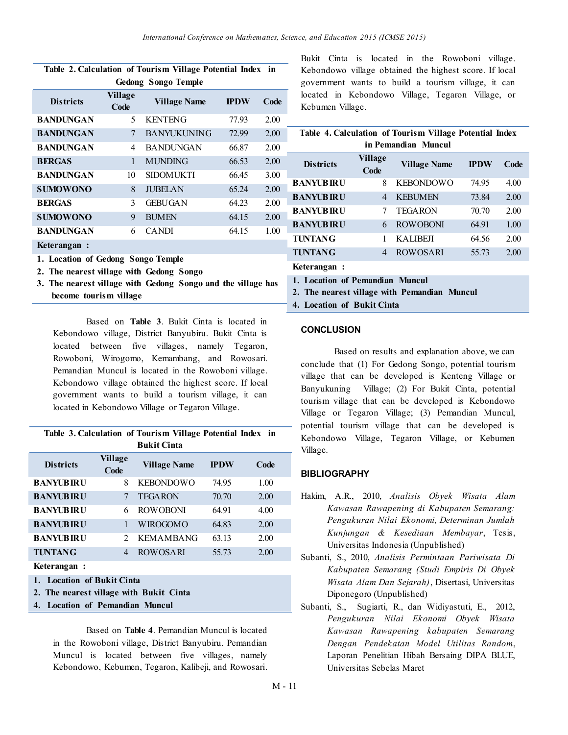| Districts | Village Code | Village Name | IPDW | Code |
|---|---|---|---|---|
| **Table 2. Calculation of Tourism Village Potential Index in Gedong Songo Temple** | | | | |
| BANDUNGAN | 5 | KENTENG | 77.93 | 2.00 |
| BANDUNGAN | 7 | BANYUKUNING | 72.99 | 2.00 |
| BANDUNGAN | 4 | BANDUNGAN | 66.87 | 2.00 |
| BERGAS | 1 | MUNDING | 66.53 | 2.00 |
| BANDUNGAN | 10 | SIDOMUKTI | 66.45 | 3.00 |
| SUMOWONO | 8 | JUBELAN | 65.24 | 2.00 |
| BERGAS | 3 | GEBUGAN | 64.23 | 2.00 |
| SUMOWONO | 9 | BUMEN | 64.15 | 2.00 |
| BANDUNGAN | 6 | CANDI | 64.15 | 1.00 |

**Keterangan :**

1. Location of Gedong Songo Temple
2. The nearest village with Gedong Songo
3. The nearest village with Gedong Songo and the village has become tourism village

Based on **Table 3**. Bukit Cinta is located in Kebondowo village, District Banyubiru. Bukit Cinta is located between five villages, namely Tegaron, Rowoboni, Wirogomo, Kemambang, and Rowosari. Pemandian Muncul is located in the Rowoboni village. Kebondowo village obtained the highest score. If local government wants to build a tourism village, it can located in Kebondowo Village or Tegaron Village.

**Table 3. Calculation of Tourism Village Potential Index in Bukit Cinta**

| Districts | Village Code | Village Name | IPDW | Code |
|---|---|---|---|---|
| BANYUBIRU | 8 | KEBONDOWO | 74.95 | 1.00 |
| BANYUBIRU | 7 | TEGARON | 70.70 | 2.00 |
| BANYUBIRU | 6 | ROWOBONI | 64.91 | 4.00 |
| BANYUBIRU | 1 | WIROGOMO | 64.83 | 2.00 |
| BANYUBIRU | 2 | KEMAMBANG | 63.13 | 2.00 |
| TUNTANG | 4 | ROWOSARI | 55.73 | 2.00 |

**Keterangan :**

1. Location of Bukit Cinta
2. The nearest village with Bukit Cinta
4. Location of Pemandian Muncul

Based on **Table 4**. Pemandian Muncul is located in the Rowoboni village, District Banyubiru. Pemandian Muncul is located between five villages, namely Kebondowo, Kebumen, Tegaron, Kalibeji, and Rowosari. Bukit Cinta is located in the Rowoboni village. Kebondowo village obtained the highest score. If local government wants to build a tourism village, it can located in Kebondowo Village, Tegaron Village, or Kebumen Village.

**Table 4. Calculation of Tourism Village Potential Index in Pemandian Muncul**

| Districts | Village Code | Village Name | IPDW | Code |
|---|---|---|---|---|
| BANYUBIRU | 8 | KEBONDOWO | 74.95 | 4.00 |
| BANYUBIRU | 4 | KEBUMEN | 73.84 | 2.00 |
| BANYUBIRU | 7 | TEGARON | 70.70 | 2.00 |
| BANYUBIRU | 6 | ROWOBONI | 64.91 | 1.00 |
| TUNTANG | 1 | KALIBEJI | 64.56 | 2.00 |
| TUNTANG | 4 | ROWOSARI | 55.73 | 2.00 |

**Keterangan :**

1. Location of Pemandian Muncul
2. The nearest village with Pemandian Muncul
4. Location of Bukit Cinta

## CONCLUSION

Based on results and explanation above, we can conclude that (1) For Gedong Songo, potential tourism village that can be developed is Kenteng Village or Banyukuning Village; (2) For Bukit Cinta, potential tourism village that can be developed is Kebondowo Village or Tegaron Village; (3) Pemandian Muncul, potential tourism village that can be developed is Kebondowo Village, Tegaron Village, or Kebumen Village.

## BIBLIOGRAPHY

Hakim, A.R., 2010, *Analisis Obyek Wisata Alam Kawasan Rawapening di Kabupaten Semarang: Pengukuran Nilai Ekonomi, Determinan Jumlah Kunjungan & Kesediaan Membayar*, Tesis, Universitas Indonesia (Unpublished)

Subanti, S., 2010, *Analisis Permintaan Pariwisata Di Kabupaten Semarang (Studi Empiris Di Obyek Wisata Alam Dan Sejarah)*, Disertasi, Universitas Diponegoro (Unpublished)

Subanti, S., Sugiarti, R., dan Widiyastuti, E., 2012, *Pengukuran Nilai Ekonomi Obyek Wisata Kawasan Rawapening kabupaten Semarang Dengan Pendekatan Model Utilitas Random*, Laporan Penelitian Hibah Bersaing DIPA BLUE, Universitas Sebelas Maret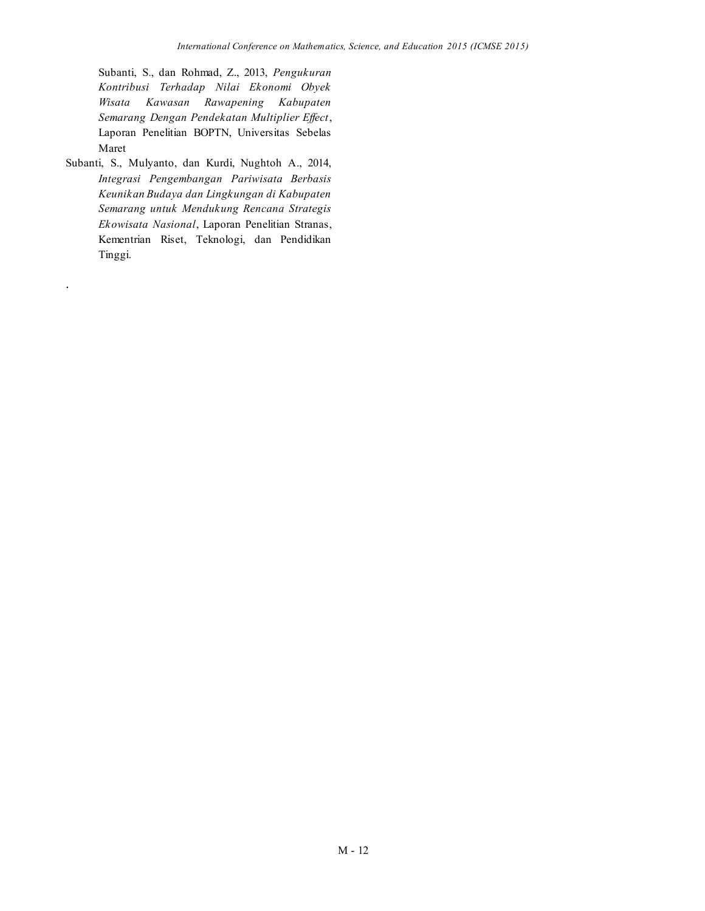Subanti, S., dan Rohmad, Z., 2013, *Pengukuran Kontribusi Terhadap Nilai Ekonomi Obyek Wisata Kawasan Rawapening Kabupaten Semarang Dengan Pendekatan Multiplier Effect*, Laporan Penelitian BOPTN, Universitas Sebelas Maret

Subanti, S., Mulyanto, dan Kurdi, Nughtoh A., 2014, *Integrasi Pengembangan Pariwisata Berbasis Keunikan Budaya dan Lingkungan di Kabupaten Semarang untuk Mendukung Rencana Strategis Ekowisata Nasional*, Laporan Penelitian Stranas, Kementrian Riset, Teknologi, dan Pendidikan Tinggi.

.